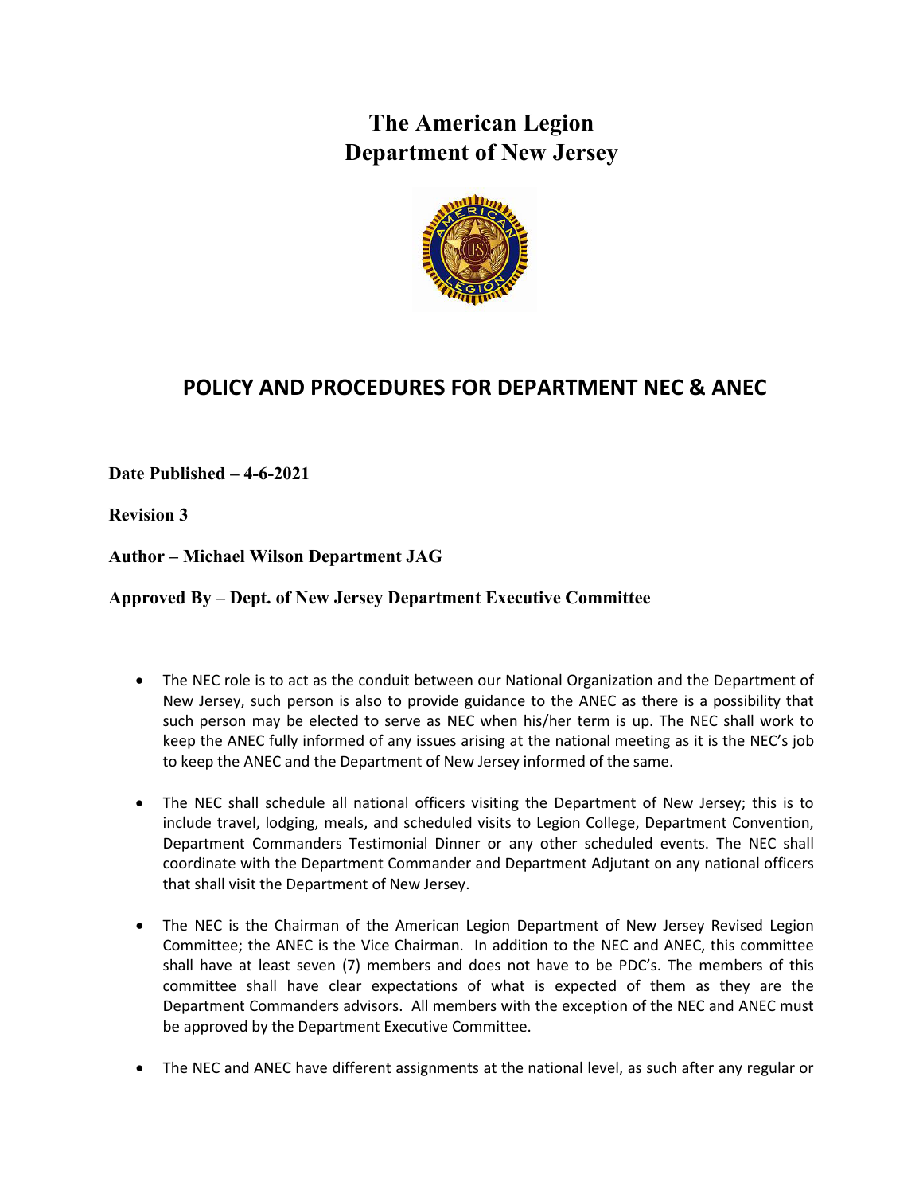# The American Legion
# Department of New Jersey

## POLICY AND PROCEDURES FOR DEPARTMENT NEC & ANEC

**Date Published – 4-6-2021**

**Revision 3**

**Author – Michael Wilson Department JAG**

**Approved By – Dept. of New Jersey Department Executive Committee**

- The NEC role is to act as the conduit between our National Organization and the Department of New Jersey, such person is also to provide guidance to the ANEC as there is a possibility that such person may be elected to serve as NEC when his/her term is up. The NEC shall work to keep the ANEC fully informed of any issues arising at the national meeting as it is the NEC's job to keep the ANEC and the Department of New Jersey informed of the same.

- The NEC shall schedule all national officers visiting the Department of New Jersey; this is to include travel, lodging, meals, and scheduled visits to Legion College, Department Convention, Department Commanders Testimonial Dinner or any other scheduled events. The NEC shall coordinate with the Department Commander and Department Adjutant on any national officers that shall visit the Department of New Jersey.

- The NEC is the Chairman of the American Legion Department of New Jersey Revised Legion Committee; the ANEC is the Vice Chairman. In addition to the NEC and ANEC, this committee shall have at least seven (7) members and does not have to be PDC's. The members of this committee shall have clear expectations of what is expected of them as they are the Department Commanders advisors. All members with the exception of the NEC and ANEC must be approved by the Department Executive Committee.

- The NEC and ANEC have different assignments at the national level, as such after any regular or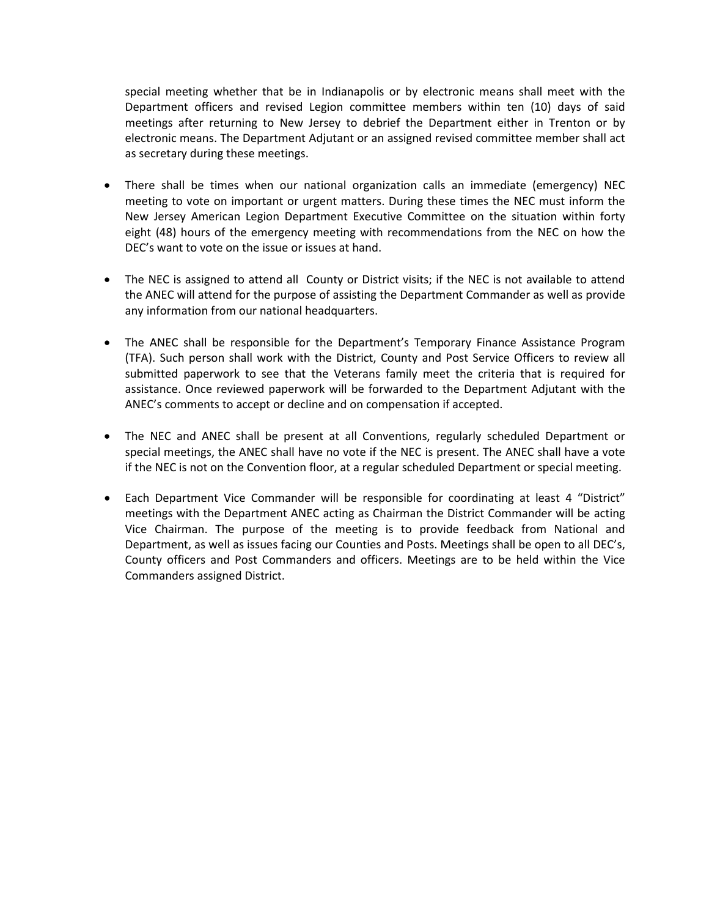special meeting whether that be in Indianapolis or by electronic means shall meet with the Department officers and revised Legion committee members within ten (10) days of said meetings after returning to New Jersey to debrief the Department either in Trenton or by electronic means. The Department Adjutant or an assigned revised committee member shall act as secretary during these meetings.

- There shall be times when our national organization calls an immediate (emergency) NEC meeting to vote on important or urgent matters. During these times the NEC must inform the New Jersey American Legion Department Executive Committee on the situation within forty eight (48) hours of the emergency meeting with recommendations from the NEC on how the DEC's want to vote on the issue or issues at hand.

- The NEC is assigned to attend all County or District visits; if the NEC is not available to attend the ANEC will attend for the purpose of assisting the Department Commander as well as provide any information from our national headquarters.

- The ANEC shall be responsible for the Department's Temporary Finance Assistance Program (TFA). Such person shall work with the District, County and Post Service Officers to review all submitted paperwork to see that the Veterans family meet the criteria that is required for assistance. Once reviewed paperwork will be forwarded to the Department Adjutant with the ANEC's comments to accept or decline and on compensation if accepted.

- The NEC and ANEC shall be present at all Conventions, regularly scheduled Department or special meetings, the ANEC shall have no vote if the NEC is present. The ANEC shall have a vote if the NEC is not on the Convention floor, at a regular scheduled Department or special meeting.

- Each Department Vice Commander will be responsible for coordinating at least 4 "District" meetings with the Department ANEC acting as Chairman the District Commander will be acting Vice Chairman. The purpose of the meeting is to provide feedback from National and Department, as well as issues facing our Counties and Posts. Meetings shall be open to all DEC's, County officers and Post Commanders and officers. Meetings are to be held within the Vice Commanders assigned District.